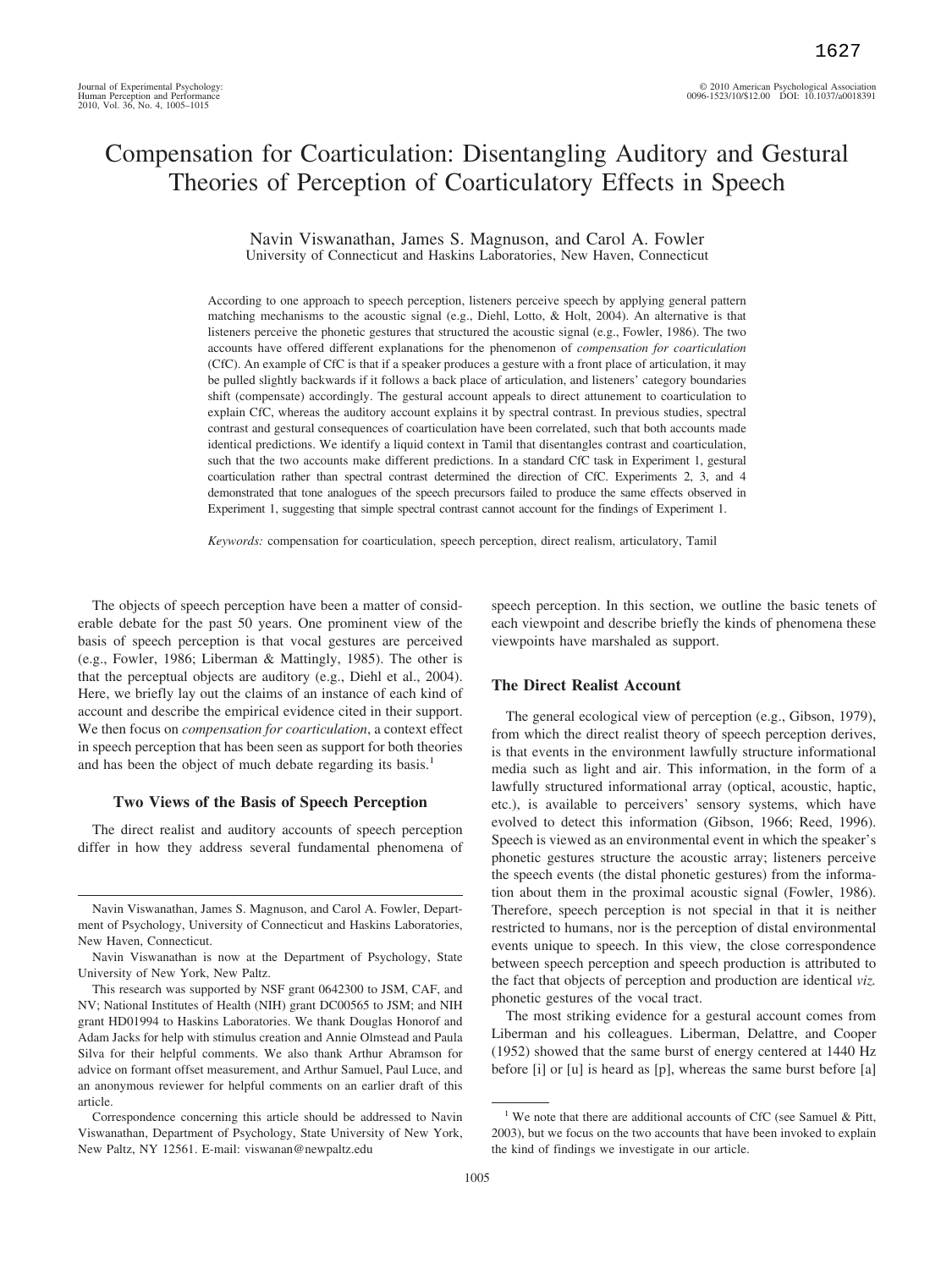# Compensation for Coarticulation: Disentangling Auditory and Gestural Theories of Perception of Coarticulatory Effects in Speech

Navin Viswanathan, James S. Magnuson, and Carol A. Fowler
University of Connecticut and Haskins Laboratories, New Haven, Connecticut

According to one approach to speech perception, listeners perceive speech by applying general pattern matching mechanisms to the acoustic signal (e.g., Diehl, Lotto, & Holt, 2004). An alternative is that listeners perceive the phonetic gestures that structured the acoustic signal (e.g., Fowler, 1986). The two accounts have offered different explanations for the phenomenon of *compensation for coarticulation* (CfC). An example of CfC is that if a speaker produces a gesture with a front place of articulation, it may be pulled slightly backwards if it follows a back place of articulation, and listeners' category boundaries shift (compensate) accordingly. The gestural account appeals to direct attunement to coarticulation to explain CfC, whereas the auditory account explains it by spectral contrast. In previous studies, spectral contrast and gestural consequences of coarticulation have been correlated, such that both accounts made identical predictions. We identify a liquid context in Tamil that disentangles contrast and coarticulation, such that the two accounts make different predictions. In a standard CfC task in Experiment 1, gestural coarticulation rather than spectral contrast determined the direction of CfC. Experiments 2, 3, and 4 demonstrated that tone analogues of the speech precursors failed to produce the same effects observed in Experiment 1, suggesting that simple spectral contrast cannot account for the findings of Experiment 1.

*Keywords:* compensation for coarticulation, speech perception, direct realism, articulatory, Tamil

The objects of speech perception have been a matter of considerable debate for the past 50 years. One prominent view of the basis of speech perception is that vocal gestures are perceived (e.g., Fowler, 1986; Liberman & Mattingly, 1985). The other is that the perceptual objects are auditory (e.g., Diehl et al., 2004). Here, we briefly lay out the claims of an instance of each kind of account and describe the empirical evidence cited in their support. We then focus on *compensation for coarticulation*, a context effect in speech perception that has been seen as support for both theories and has been the object of much debate regarding its basis.[1]

## Two Views of the Basis of Speech Perception

The direct realist and auditory accounts of speech perception differ in how they address several fundamental phenomena of speech perception. In this section, we outline the basic tenets of each viewpoint and describe briefly the kinds of phenomena these viewpoints have marshaled as support.

### The Direct Realist Account

The general ecological view of perception (e.g., Gibson, 1979), from which the direct realist theory of speech perception derives, is that events in the environment lawfully structure informational media such as light and air. This information, in the form of a lawfully structured informational array (optical, acoustic, haptic, etc.), is available to perceivers' sensory systems, which have evolved to detect this information (Gibson, 1966; Reed, 1996). Speech is viewed as an environmental event in which the speaker's phonetic gestures structure the acoustic array; listeners perceive the speech events (the distal phonetic gestures) from the information about them in the proximal acoustic signal (Fowler, 1986). Therefore, speech perception is not special in that it is neither restricted to humans, nor is the perception of distal environmental events unique to speech. In this view, the close correspondence between speech perception and speech production is attributed to the fact that objects of perception and production are identical *viz.* phonetic gestures of the vocal tract.

The most striking evidence for a gestural account comes from Liberman and his colleagues. Liberman, Delattre, and Cooper (1952) showed that the same burst of energy centered at 1440 Hz before [i] or [u] is heard as [p], whereas the same burst before [a]

---

Navin Viswanathan, James S. Magnuson, and Carol A. Fowler, Department of Psychology, University of Connecticut and Haskins Laboratories, New Haven, Connecticut.

Navin Viswanathan is now at the Department of Psychology, State University of New York, New Paltz.

This research was supported by NSF grant 0642300 to JSM, CAF, and NV; National Institutes of Health (NIH) grant DC00565 to JSM; and NIH grant HD01994 to Haskins Laboratories. We thank Douglas Honorof and Adam Jacks for help with stimulus creation and Annie Olmstead and Paula Silva for their helpful comments. We also thank Arthur Abramson for advice on formant offset measurement, and Arthur Samuel, Paul Luce, and an anonymous reviewer for helpful comments on an earlier draft of this article.

Correspondence concerning this article should be addressed to Navin Viswanathan, Department of Psychology, State University of New York, New Paltz, NY 12561. E-mail: viswanan@newpaltz.edu

[1] We note that there are additional accounts of CfC (see Samuel & Pitt, 2003), but we focus on the two accounts that have been invoked to explain the kind of findings we investigate in our article.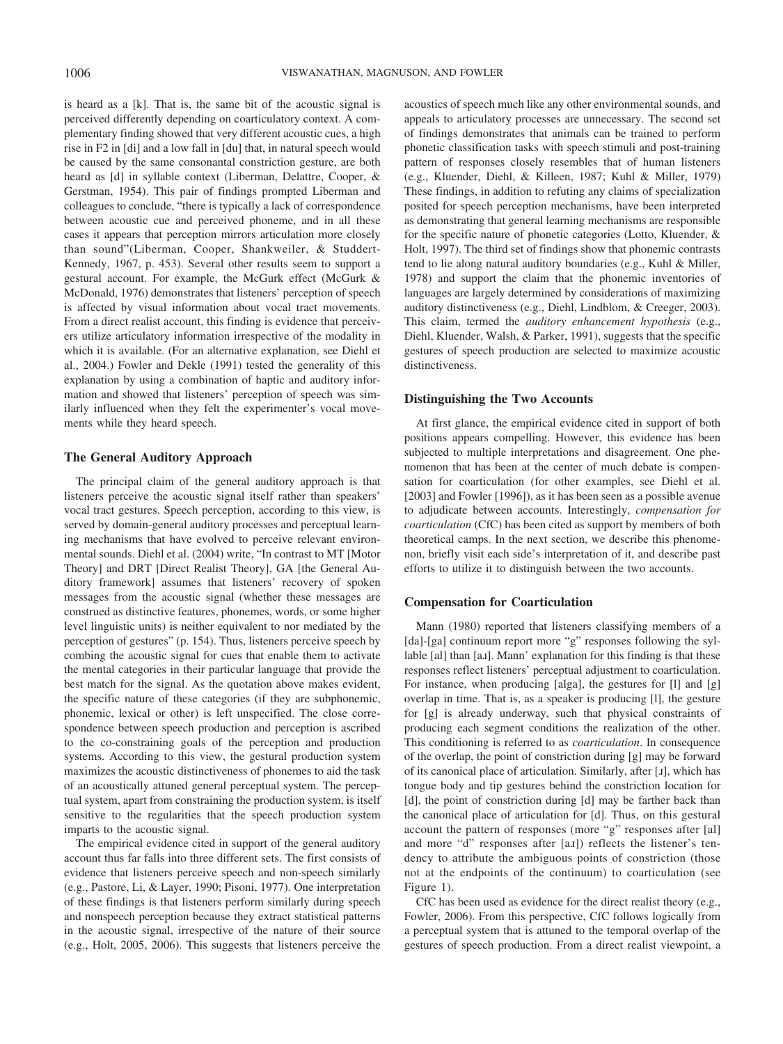is heard as a [k]. That is, the same bit of the acoustic signal is perceived differently depending on coarticulatory context. A complementary finding showed that very different acoustic cues, a high rise in F2 in [di] and a low fall in [du] that, in natural speech would be caused by the same consonantal constriction gesture, are both heard as [d] in syllable context (Liberman, Delattre, Cooper, & Gerstman, 1954). This pair of findings prompted Liberman and colleagues to conclude, "there is typically a lack of correspondence between acoustic cue and perceived phoneme, and in all these cases it appears that perception mirrors articulation more closely than sound"(Liberman, Cooper, Shankweiler, & Studdert-Kennedy, 1967, p. 453). Several other results seem to support a gestural account. For example, the McGurk effect (McGurk & McDonald, 1976) demonstrates that listeners' perception of speech is affected by visual information about vocal tract movements. From a direct realist account, this finding is evidence that perceivers utilize articulatory information irrespective of the modality in which it is available. (For an alternative explanation, see Diehl et al., 2004.) Fowler and Dekle (1991) tested the generality of this explanation by using a combination of haptic and auditory information and showed that listeners' perception of speech was similarly influenced when they felt the experimenter's vocal movements while they heard speech.

### The General Auditory Approach

The principal claim of the general auditory approach is that listeners perceive the acoustic signal itself rather than speakers' vocal tract gestures. Speech perception, according to this view, is served by domain-general auditory processes and perceptual learning mechanisms that have evolved to perceive relevant environmental sounds. Diehl et al. (2004) write, "In contrast to MT [Motor Theory] and DRT [Direct Realist Theory], GA [the General Auditory framework] assumes that listeners' recovery of spoken messages from the acoustic signal (whether these messages are construed as distinctive features, phonemes, words, or some higher level linguistic units) is neither equivalent to nor mediated by the perception of gestures" (p. 154). Thus, listeners perceive speech by combing the acoustic signal for cues that enable them to activate the mental categories in their particular language that provide the best match for the signal. As the quotation above makes evident, the specific nature of these categories (if they are subphonemic, phonemic, lexical or other) is left unspecified. The close correspondence between speech production and perception is ascribed to the co-constraining goals of the perception and production systems. According to this view, the gestural production system maximizes the acoustic distinctiveness of phonemes to aid the task of an acoustically attuned general perceptual system. The perceptual system, apart from constraining the production system, is itself sensitive to the regularities that the speech production system imparts to the acoustic signal.

The empirical evidence cited in support of the general auditory account thus far falls into three different sets. The first consists of evidence that listeners perceive speech and non-speech similarly (e.g., Pastore, Li, & Layer, 1990; Pisoni, 1977). One interpretation of these findings is that listeners perform similarly during speech and nonspeech perception because they extract statistical patterns in the acoustic signal, irrespective of the nature of their source (e.g., Holt, 2005, 2006). This suggests that listeners perceive the acoustics of speech much like any other environmental sounds, and appeals to articulatory processes are unnecessary. The second set of findings demonstrates that animals can be trained to perform phonetic classification tasks with speech stimuli and post-training pattern of responses closely resembles that of human listeners (e.g., Kluender, Diehl, & Killeen, 1987; Kuhl & Miller, 1979) These findings, in addition to refuting any claims of specialization posited for speech perception mechanisms, have been interpreted as demonstrating that general learning mechanisms are responsible for the specific nature of phonetic categories (Lotto, Kluender, & Holt, 1997). The third set of findings show that phonemic contrasts tend to lie along natural auditory boundaries (e.g., Kuhl & Miller, 1978) and support the claim that the phonemic inventories of languages are largely determined by considerations of maximizing auditory distinctiveness (e.g., Diehl, Lindblom, & Creeger, 2003). This claim, termed the *auditory enhancement hypothesis* (e.g., Diehl, Kluender, Walsh, & Parker, 1991), suggests that the specific gestures of speech production are selected to maximize acoustic distinctiveness.

### Distinguishing the Two Accounts

At first glance, the empirical evidence cited in support of both positions appears compelling. However, this evidence has been subjected to multiple interpretations and disagreement. One phenomenon that has been at the center of much debate is compensation for coarticulation (for other examples, see Diehl et al. [2003] and Fowler [1996]), as it has been seen as a possible avenue to adjudicate between accounts. Interestingly, *compensation for coarticulation* (CfC) has been cited as support by members of both theoretical camps. In the next section, we describe this phenomenon, briefly visit each side's interpretation of it, and describe past efforts to utilize it to distinguish between the two accounts.

### Compensation for Coarticulation

Mann (1980) reported that listeners classifying members of a [da]-[ga] continuum report more "g" responses following the syllable [al] than [aɹ]. Mann' explanation for this finding is that these responses reflect listeners' perceptual adjustment to coarticulation. For instance, when producing [alga], the gestures for [l] and [g] overlap in time. That is, as a speaker is producing [l], the gesture for [g] is already underway, such that physical constraints of producing each segment conditions the realization of the other. This conditioning is referred to as *coarticulation*. In consequence of the overlap, the point of constriction during [g] may be forward of its canonical place of articulation. Similarly, after [ɹ], which has tongue body and tip gestures behind the constriction location for [d], the point of constriction during [d] may be farther back than the canonical place of articulation for [d]. Thus, on this gestural account the pattern of responses (more "g" responses after [al] and more "d" responses after [aɹ]) reflects the listener's tendency to attribute the ambiguous points of constriction (those not at the endpoints of the continuum) to coarticulation (see Figure 1).

CfC has been used as evidence for the direct realist theory (e.g., Fowler, 2006). From this perspective, CfC follows logically from a perceptual system that is attuned to the temporal overlap of the gestures of speech production. From a direct realist viewpoint, a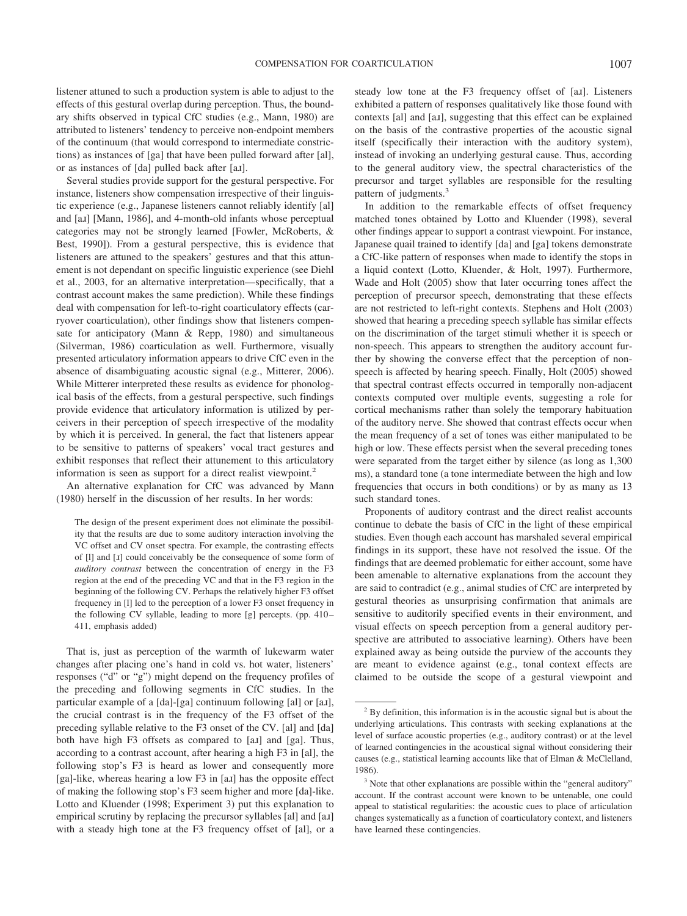listener attuned to such a production system is able to adjust to the effects of this gestural overlap during perception. Thus, the boundary shifts observed in typical CfC studies (e.g., Mann, 1980) are attributed to listeners' tendency to perceive non-endpoint members of the continuum (that would correspond to intermediate constrictions) as instances of [ga] that have been pulled forward after [al], or as instances of [da] pulled back after [aɹ].

Several studies provide support for the gestural perspective. For instance, listeners show compensation irrespective of their linguistic experience (e.g., Japanese listeners cannot reliably identify [al] and [aɹ] [Mann, 1986], and 4-month-old infants whose perceptual categories may not be strongly learned [Fowler, McRoberts, & Best, 1990]). From a gestural perspective, this is evidence that listeners are attuned to the speakers' gestures and that this attunement is not dependant on specific linguistic experience (see Diehl et al., 2003, for an alternative interpretation—specifically, that a contrast account makes the same prediction). While these findings deal with compensation for left-to-right coarticulatory effects (carryover coarticulation), other findings show that listeners compensate for anticipatory (Mann & Repp, 1980) and simultaneous (Silverman, 1986) coarticulation as well. Furthermore, visually presented articulatory information appears to drive CfC even in the absence of disambiguating acoustic signal (e.g., Mitterer, 2006). While Mitterer interpreted these results as evidence for phonological basis of the effects, from a gestural perspective, such findings provide evidence that articulatory information is utilized by perceivers in their perception of speech irrespective of the modality by which it is perceived. In general, the fact that listeners appear to be sensitive to patterns of speakers' vocal tract gestures and exhibit responses that reflect their attunement to this articulatory information is seen as support for a direct realist viewpoint.[2]

An alternative explanation for CfC was advanced by Mann (1980) herself in the discussion of her results. In her words:

> The design of the present experiment does not eliminate the possibility that the results are due to some auditory interaction involving the VC offset and CV onset spectra. For example, the contrasting effects of [l] and [ɹ] could conceivably be the consequence of some form of *auditory contrast* between the concentration of energy in the F3 region at the end of the preceding VC and that in the F3 region in the beginning of the following CV. Perhaps the relatively higher F3 offset frequency in [l] led to the perception of a lower F3 onset frequency in the following CV syllable, leading to more [g] percepts. (pp. 410–411, emphasis added)

That is, just as perception of the warmth of lukewarm water changes after placing one's hand in cold vs. hot water, listeners' responses ("d" or "g") might depend on the frequency profiles of the preceding and following segments in CfC studies. In the particular example of a [da]-[ga] continuum following [al] or [aɹ], the crucial contrast is in the frequency of the F3 offset of the preceding syllable relative to the F3 onset of the CV. [al] and [da] both have high F3 offsets as compared to [aɹ] and [ga]. Thus, according to a contrast account, after hearing a high F3 in [al], the following stop's F3 is heard as lower and consequently more [ga]-like, whereas hearing a low F3 in [aɹ] has the opposite effect of making the following stop's F3 seem higher and more [da]-like. Lotto and Kluender (1998; Experiment 3) put this explanation to empirical scrutiny by replacing the precursor syllables [al] and [aɹ] with a steady high tone at the F3 frequency offset of [al], or a steady low tone at the F3 frequency offset of [aɹ]. Listeners exhibited a pattern of responses qualitatively like those found with contexts [al] and [aɹ], suggesting that this effect can be explained on the basis of the contrastive properties of the acoustic signal itself (specifically their interaction with the auditory system), instead of invoking an underlying gestural cause. Thus, according to the general auditory view, the spectral characteristics of the precursor and target syllables are responsible for the resulting pattern of judgments.[3]

In addition to the remarkable effects of offset frequency matched tones obtained by Lotto and Kluender (1998), several other findings appear to support a contrast viewpoint. For instance, Japanese quail trained to identify [da] and [ga] tokens demonstrate a CfC-like pattern of responses when made to identify the stops in a liquid context (Lotto, Kluender, & Holt, 1997). Furthermore, Wade and Holt (2005) show that later occurring tones affect the perception of precursor speech, demonstrating that these effects are not restricted to left-right contexts. Stephens and Holt (2003) showed that hearing a preceding speech syllable has similar effects on the discrimination of the target stimuli whether it is speech or non-speech. This appears to strengthen the auditory account further by showing the converse effect that the perception of non-speech is affected by hearing speech. Finally, Holt (2005) showed that spectral contrast effects occurred in temporally non-adjacent contexts computed over multiple events, suggesting a role for cortical mechanisms rather than solely the temporary habituation of the auditory nerve. She showed that contrast effects occur when the mean frequency of a set of tones was either manipulated to be high or low. These effects persist when the several preceding tones were separated from the target either by silence (as long as 1,300 ms), a standard tone (a tone intermediate between the high and low frequencies that occurs in both conditions) or by as many as 13 such standard tones.

Proponents of auditory contrast and the direct realist accounts continue to debate the basis of CfC in the light of these empirical studies. Even though each account has marshaled several empirical findings in its support, these have not resolved the issue. Of the findings that are deemed problematic for either account, some have been amenable to alternative explanations from the account they are said to contradict (e.g., animal studies of CfC are interpreted by gestural theories as unsurprising confirmation that animals are sensitive to auditorily specified events in their environment, and visual effects on speech perception from a general auditory perspective are attributed to associative learning). Others have been explained away as being outside the purview of the accounts they are meant to evidence against (e.g., tonal context effects are claimed to be outside the scope of a gestural viewpoint and

[2] By definition, this information is in the acoustic signal but is about the underlying articulations. This contrasts with seeking explanations at the level of surface acoustic properties (e.g., auditory contrast) or at the level of learned contingencies in the acoustical signal without considering their causes (e.g., statistical learning accounts like that of Elman & McClelland, 1986).

[3] Note that other explanations are possible within the "general auditory" account. If the contrast account were known to be untenable, one could appeal to statistical regularities: the acoustic cues to place of articulation changes systematically as a function of coarticulatory context, and listeners have learned these contingencies.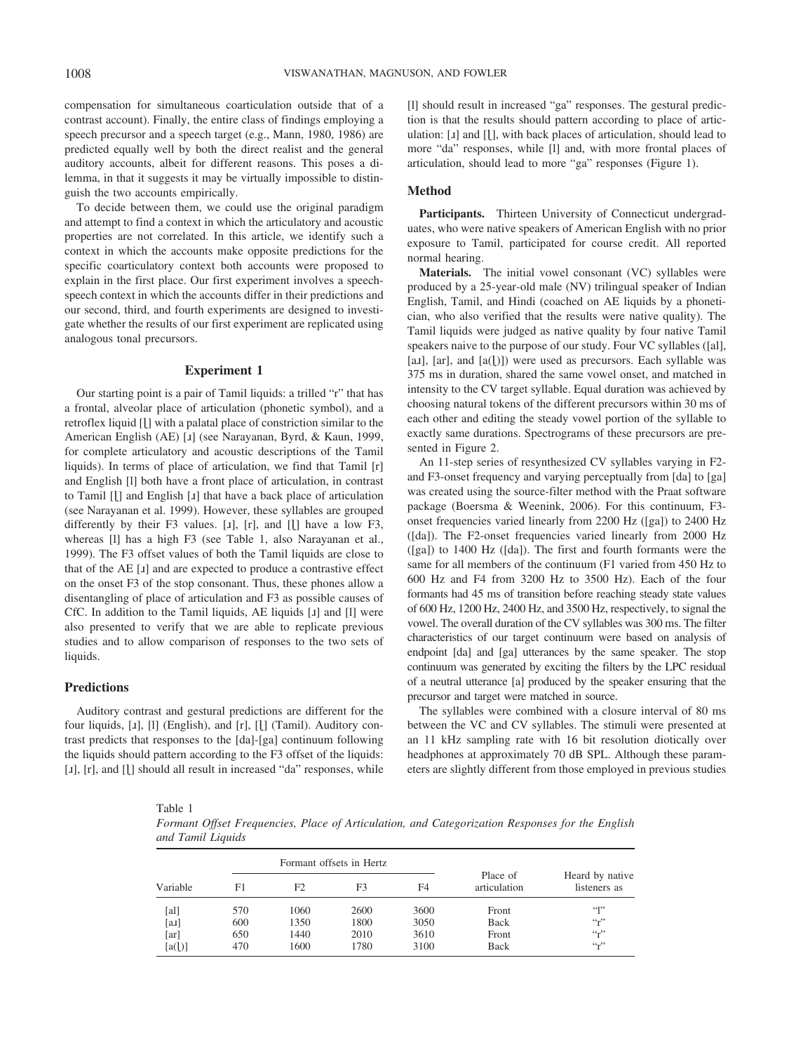compensation for simultaneous coarticulation outside that of a contrast account). Finally, the entire class of findings employing a speech precursor and a speech target (e.g., Mann, 1980, 1986) are predicted equally well by both the direct realist and the general auditory accounts, albeit for different reasons. This poses a dilemma, in that it suggests it may be virtually impossible to distinguish the two accounts empirically.

To decide between them, we could use the original paradigm and attempt to find a context in which the articulatory and acoustic properties are not correlated. In this article, we identify such a context in which the accounts make opposite predictions for the specific coarticulatory context both accounts were proposed to explain in the first place. Our first experiment involves a speech-speech context in which the accounts differ in their predictions and our second, third, and fourth experiments are designed to investigate whether the results of our first experiment are replicated using analogous tonal precursors.

## Experiment 1

Our starting point is a pair of Tamil liquids: a trilled "r" that has a frontal, alveolar place of articulation (phonetic symbol), and a retroflex liquid [ɭ] with a palatal place of constriction similar to the American English (AE) [ɹ] (see Narayanan, Byrd, & Kaun, 1999, for complete articulatory and acoustic descriptions of the Tamil liquids). In terms of place of articulation, we find that Tamil [r] and English [l] both have a front place of articulation, in contrast to Tamil [ɭ] and English [ɹ] that have a back place of articulation (see Narayanan et al. 1999). However, these syllables are grouped differently by their F3 values. [ɹ], [r], and [ɭ] have a low F3, whereas [l] has a high F3 (see Table 1, also Narayanan et al., 1999). The F3 offset values of both the Tamil liquids are close to that of the AE [ɹ] and are expected to produce a contrastive effect on the onset F3 of the stop consonant. Thus, these phones allow a disentangling of place of articulation and F3 as possible causes of CfC. In addition to the Tamil liquids, AE liquids [ɹ] and [l] were also presented to verify that we are able to replicate previous studies and to allow comparison of responses to the two sets of liquids.

### Predictions

Auditory contrast and gestural predictions are different for the four liquids, [ɹ], [l] (English), and [r], [ɭ] (Tamil). Auditory contrast predicts that responses to the [da]-[ga] continuum following the liquids should pattern according to the F3 offset of the liquids: [ɹ], [r], and [ɭ] should all result in increased "da" responses, while [l] should result in increased "ga" responses. The gestural prediction is that the results should pattern according to place of articulation: [ɹ] and [ɭ], with back places of articulation, should lead to more "da" responses, while [l] and, with more frontal places of articulation, should lead to more "ga" responses (Figure 1).

### Method

**Participants.** Thirteen University of Connecticut undergraduates, who were native speakers of American English with no prior exposure to Tamil, participated for course credit. All reported normal hearing.

**Materials.** The initial vowel consonant (VC) syllables were produced by a 25-year-old male (NV) trilingual speaker of Indian English, Tamil, and Hindi (coached on AE liquids by a phonetician, who also verified that the results were native quality). The Tamil liquids were judged as native quality by four native Tamil speakers naive to the purpose of our study. Four VC syllables ([al], [aɹ], [ar], and [a(ɭ)]) were used as precursors. Each syllable was 375 ms in duration, shared the same vowel onset, and matched in intensity to the CV target syllable. Equal duration was achieved by choosing natural tokens of the different precursors within 30 ms of each other and editing the steady vowel portion of the syllable to exactly same durations. Spectrograms of these precursors are presented in Figure 2.

An 11-step series of resynthesized CV syllables varying in F2- and F3-onset frequency and varying perceptually from [da] to [ga] was created using the source-filter method with the Praat software package (Boersma & Weenink, 2006). For this continuum, F3-onset frequencies varied linearly from 2200 Hz ([ga]) to 2400 Hz ([da]). The F2-onset frequencies varied linearly from 2000 Hz ([ga]) to 1400 Hz ([da]). The first and fourth formants were the same for all members of the continuum (F1 varied from 450 Hz to 600 Hz and F4 from 3200 Hz to 3500 Hz). Each of the four formants had 45 ms of transition before reaching steady state values of 600 Hz, 1200 Hz, 2400 Hz, and 3500 Hz, respectively, to signal the vowel. The overall duration of the CV syllables was 300 ms. The filter characteristics of our target continuum were based on analysis of endpoint [da] and [ga] utterances by the same speaker. The stop continuum was generated by exciting the filters by the LPC residual of a neutral utterance [a] produced by the speaker ensuring that the precursor and target were matched in source.

The syllables were combined with a closure interval of 80 ms between the VC and CV syllables. The stimuli were presented at an 11 kHz sampling rate with 16 bit resolution diotically over headphones at approximately 70 dB SPL. Although these parameters are slightly different from those employed in previous studies

Table 1
*Formant Offset Frequencies, Place of Articulation, and Categorization Responses for the English and Tamil Liquids*

| Variable | Formant offsets in Hertz | | | | Place of articulation | Heard by native listeners as |
|---|---|---|---|---|---|---|
| | F1 | F2 | F3 | F4 | | |
| [al] | 570 | 1060 | 2600 | 3600 | Front | "l" |
| [aɹ] | 600 | 1350 | 1800 | 3050 | Back | "r" |
| [ar] | 650 | 1440 | 2010 | 3610 | Front | "r" |
| [a(ɭ)] | 470 | 1600 | 1780 | 3100 | Back | "r" |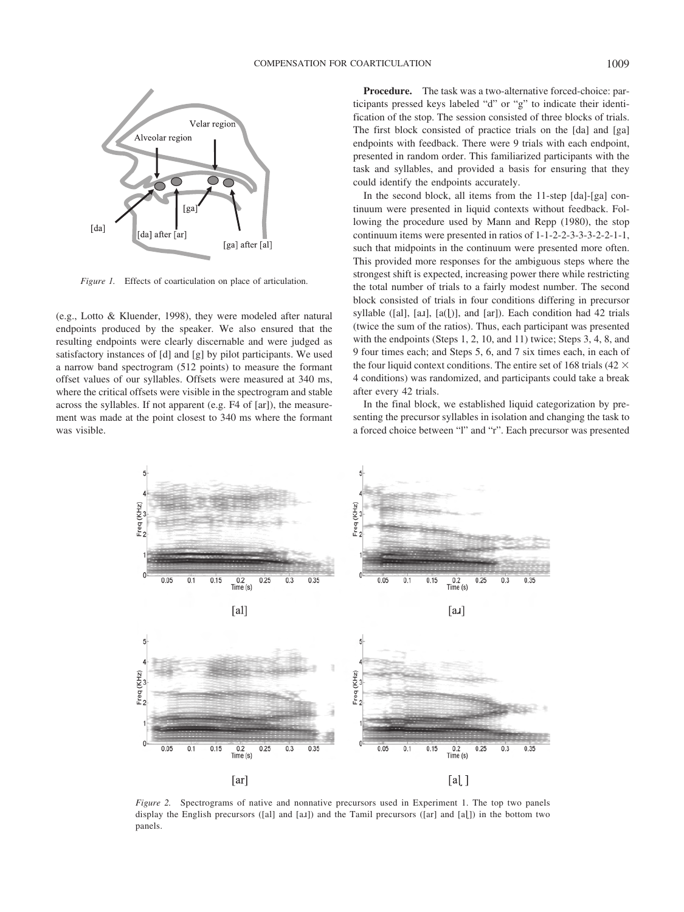*Figure 1.* Effects of coarticulation on place of articulation.

(e.g., Lotto & Kluender, 1998), they were modeled after natural endpoints produced by the speaker. We also ensured that the resulting endpoints were clearly discernable and were judged as satisfactory instances of [d] and [g] by pilot participants. We used a narrow band spectrogram (512 points) to measure the formant offset values of our syllables. Offsets were measured at 340 ms, where the critical offsets were visible in the spectrogram and stable across the syllables. If not apparent (e.g. F4 of [ar]), the measurement was made at the point closest to 340 ms where the formant was visible.

**Procedure.** The task was a two-alternative forced-choice: participants pressed keys labeled "d" or "g" to indicate their identification of the stop. The session consisted of three blocks of trials. The first block consisted of practice trials on the [da] and [ga] endpoints with feedback. There were 9 trials with each endpoint, presented in random order. This familiarized participants with the task and syllables, and provided a basis for ensuring that they could identify the endpoints accurately.

In the second block, all items from the 11-step [da]-[ga] continuum were presented in liquid contexts without feedback. Following the procedure used by Mann and Repp (1980), the stop continuum items were presented in ratios of 1-1-2-2-3-3-3-2-2-1-1, such that midpoints in the continuum were presented more often. This provided more responses for the ambiguous steps where the strongest shift is expected, increasing power there while restricting the total number of trials to a fairly modest number. The second block consisted of trials in four conditions differing in precursor syllable ([al], [aɹ], [a(ɭ)], and [ar]). Each condition had 42 trials (twice the sum of the ratios). Thus, each participant was presented with the endpoints (Steps 1, 2, 10, and 11) twice; Steps 3, 4, 8, and 9 four times each; and Steps 5, 6, and 7 six times each, in each of the four liquid context conditions. The entire set of 168 trials ($42 \times 4$ conditions) was randomized, and participants could take a break after every 42 trials.

In the final block, we established liquid categorization by presenting the precursor syllables in isolation and changing the task to a forced choice between "l" and "r". Each precursor was presented

*Figure 2.* Spectrograms of native and nonnative precursors used in Experiment 1. The top two panels display the English precursors ([al] and [aɹ]) and the Tamil precursors ([ar] and [aɭ]) in the bottom two panels.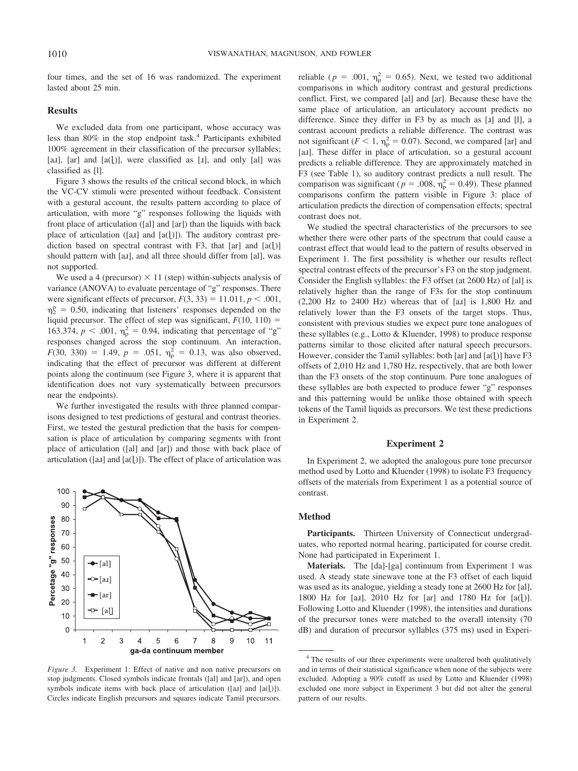four times, and the set of 16 was randomized. The experiment lasted about 25 min.

### Results

We excluded data from one participant, whose accuracy was less than 80% in the stop endpoint task.[4] Participants exhibited 100% agreement in their classification of the precursor syllables; [aɹ], [ar] and [a(ɭ)], were classified as [ɹ], and only [al] was classified as [l].

Figure 3 shows the results of the critical second block, in which the VC-CV stimuli were presented without feedback. Consistent with a gestural account, the results pattern according to place of articulation, with more "g" responses following the liquids with front place of articulation ([al] and [ar]) than the liquids with back place of articulation ([aɹ] and [a(ɭ)]). The auditory contrast prediction based on spectral contrast with F3, that [ar] and [a(ɭ)] should pattern with [aɹ], and all three should differ from [al], was not supported.

We used a 4 (precursor) × 11 (step) within-subjects analysis of variance (ANOVA) to evaluate percentage of "g" responses. There were significant effects of precursor, $F(3, 33) = 11.011$, $p < .001$, $\eta_p^2 = 0.50$, indicating that listeners' responses depended on the liquid precursor. The effect of step was significant, $F(10, 110) = 163.374$, $p < .001$, $\eta_p^2 = 0.94$, indicating that percentage of "g" responses changed across the stop continuum. An interaction, $F(30, 330) = 1.49$, $p = .051$, $\eta_p^2 = 0.13$, was also observed, indicating that the effect of precursor was different at different points along the continuum (see Figure 3, where it is apparent that identification does not vary systematically between precursors near the endpoints).

We further investigated the results with three planned comparisons designed to test predictions of gestural and contrast theories. First, we tested the gestural prediction that the basis for compensation is place of articulation by comparing segments with front place of articulation ([al] and [ar]) and those with back place of articulation ([aɹ] and [a(ɭ)]). The effect of place of articulation was reliable ($p = .001$, $\eta_p^2 = 0.65$). Next, we tested two additional comparisons in which auditory contrast and gestural predictions conflict. First, we compared [al] and [ar]. Because these have the same place of articulation, an articulatory account predicts no difference. Since they differ in F3 by as much as [ɹ] and [l], a contrast account predicts a reliable difference. The contrast was not significant ($F < 1$, $\eta_p^2 = 0.07$). Second, we compared [ar] and [aɹ]. These differ in place of articulation, so a gestural account predicts a reliable difference. They are approximately matched in F3 (see Table 1), so auditory contrast predicts a null result. The comparison was significant ($p = .008$, $\eta_p^2 = 0.49$). These planned comparisons confirm the pattern visible in Figure 3: place of articulation predicts the direction of compensation effects; spectral contrast does not.

We studied the spectral characteristics of the precursors to see whether there were other parts of the spectrum that could cause a contrast effect that would lead to the pattern of results observed in Experiment 1. The first possibility is whether our results reflect spectral contrast effects of the precursor's F3 on the stop judgment. Consider the English syllables: the F3 offset (at 2600 Hz) of [al] is relatively higher than the range of F3s for the stop continuum (2,200 Hz to 2400 Hz) whereas that of [aɹ] is 1,800 Hz and relatively lower than the F3 onsets of the target stops. Thus, consistent with previous studies we expect pure tone analogues of these syllables (e.g., Lotto & Kluender, 1998) to produce response patterns similar to those elicited after natural speech precursors. However, consider the Tamil syllables: both [ar] and [a(ɭ)] have F3 offsets of 2,010 Hz and 1,780 Hz, respectively, that are both lower than the F3 onsets of the stop continuum. Pure tone analogues of these syllables are both expected to produce fewer "g" responses and this patterning would be unlike those obtained with speech tokens of the Tamil liquids as precursors. We test these predictions in Experiment 2.

*Figure 3.* Experiment 1: Effect of native and non native precursors on stop judgments. Closed symbols indicate frontals ([al] and [ar]), and open symbols indicate items with back place of articulation ([aɹ] and [a(ɭ)]). Circles indicate English precursors and squares indicate Tamil precursors.

## Experiment 2

In Experiment 2, we adopted the analogous pure tone precursor method used by Lotto and Kluender (1998) to isolate F3 frequency offsets of the materials from Experiment 1 as a potential source of contrast.

### Method

**Participants.** Thirteen University of Connecticut undergraduates, who reported normal hearing, participated for course credit. None had participated in Experiment 1.

**Materials.** The [da]-[ga] continuum from Experiment 1 was used. A steady state sinewave tone at the F3 offset of each liquid was used as its analogue, yielding a steady tone at 2600 Hz for [al], 1800 Hz for [aɹ], 2010 Hz for [ar] and 1780 Hz for [a(ɭ)]. Following Lotto and Kluender (1998), the intensities and durations of the precursor tones were matched to the overall intensity (70 dB) and duration of precursor syllables (375 ms) used in Experi-

[4] The results of our three experiments were unaltered both qualitatively and in terms of their statistical significance when none of the subjects were excluded. Adopting a 90% cutoff as used by Lotto and Kluender (1998) excluded one more subject in Experiment 3 but did not alter the general pattern of our results.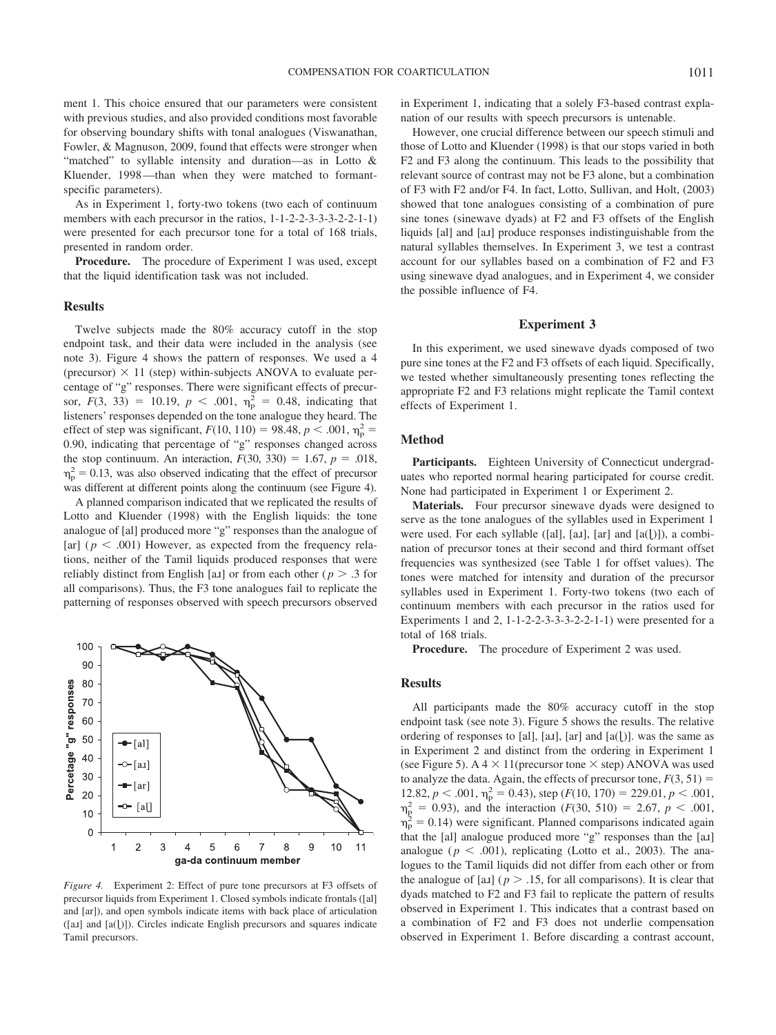ment 1. This choice ensured that our parameters were consistent with previous studies, and also provided conditions most favorable for observing boundary shifts with tonal analogues (Viswanathan, Fowler, & Magnuson, 2009, found that effects were stronger when "matched" to syllable intensity and duration—as in Lotto & Kluender, 1998—than when they were matched to formant-specific parameters).

As in Experiment 1, forty-two tokens (two each of continuum members with each precursor in the ratios, 1-1-2-2-3-3-3-3-2-2-1-1) were presented for each precursor tone for a total of 168 trials, presented in random order.

**Procedure.** The procedure of Experiment 1 was used, except that the liquid identification task was not included.

## Results

Twelve subjects made the 80% accuracy cutoff in the stop endpoint task, and their data were included in the analysis (see note 3). Figure 4 shows the pattern of responses. We used a 4 (precursor) × 11 (step) within-subjects ANOVA to evaluate percentage of "g" responses. There were significant effects of precursor, $F(3, 33) = 10.19$, $p < .001$, $\eta_p^2 = 0.48$, indicating that listeners' responses depended on the tone analogue they heard. The effect of step was significant, $F(10, 110) = 98.48$, $p < .001$, $\eta_p^2 = 0.90$, indicating that percentage of "g" responses changed across the stop continuum. An interaction, $F(30, 330) = 1.67$, $p = .018$, $\eta_p^2 = 0.13$, was also observed indicating that the effect of precursor was different at different points along the continuum (see Figure 4).

A planned comparison indicated that we replicated the results of Lotto and Kluender (1998) with the English liquids: the tone analogue of [al] produced more "g" responses than the analogue of [ar] ($p < .001$) However, as expected from the frequency relations, neither of the Tamil liquids produced responses that were reliably distinct from English [aɹ] or from each other ($p > .3$ for all comparisons). Thus, the F3 tone analogues fail to replicate the patterning of responses observed with speech precursors observed

*Figure 4.* Experiment 2: Effect of pure tone precursors at F3 offsets of precursor liquids from Experiment 1. Closed symbols indicate frontals ([al] and [ar]), and open symbols indicate items with back place of articulation ([aɹ] and [a(ɭ)]). Circles indicate English precursors and squares indicate Tamil precursors.

in Experiment 1, indicating that a solely F3-based contrast explanation of our results with speech precursors is untenable.

However, one crucial difference between our speech stimuli and those of Lotto and Kluender (1998) is that our stops varied in both F2 and F3 along the continuum. This leads to the possibility that relevant source of contrast may not be F3 alone, but a combination of F3 with F2 and/or F4. In fact, Lotto, Sullivan, and Holt, (2003) showed that tone analogues consisting of a combination of pure sine tones (sinewave dyads) at F2 and F3 offsets of the English liquids [al] and [aɹ] produce responses indistinguishable from the natural syllables themselves. In Experiment 3, we test a contrast account for our syllables based on a combination of F2 and F3 using sinewave dyad analogues, and in Experiment 4, we consider the possible influence of F4.

## Experiment 3

In this experiment, we used sinewave dyads composed of two pure sine tones at the F2 and F3 offsets of each liquid. Specifically, we tested whether simultaneously presenting tones reflecting the appropriate F2 and F3 relations might replicate the Tamil context effects of Experiment 1.

## Method

**Participants.** Eighteen University of Connecticut undergraduates who reported normal hearing participated for course credit. None had participated in Experiment 1 or Experiment 2.

**Materials.** Four precursor sinewave dyads were designed to serve as the tone analogues of the syllables used in Experiment 1 were used. For each syllable ([al], [aɹ], [ar] and [a(ɭ)]), a combination of precursor tones at their second and third formant offset frequencies was synthesized (see Table 1 for offset values). The tones were matched for intensity and duration of the precursor syllables used in Experiment 1. Forty-two tokens (two each of continuum members with each precursor in the ratios used for Experiments 1 and 2, 1-1-2-2-3-3-3-3-2-2-1-1) were presented for a total of 168 trials.

**Procedure.** The procedure of Experiment 2 was used.

## Results

All participants made the 80% accuracy cutoff in the stop endpoint task (see note 3). Figure 5 shows the results. The relative ordering of responses to [al], [aɹ], [ar] and [a(ɭ)]. was the same as in Experiment 2 and distinct from the ordering in Experiment 1 (see Figure 5). A 4 × 11(precursor tone × step) ANOVA was used to analyze the data. Again, the effects of precursor tone, $F(3, 51) = 12.82$, $p < .001$, $\eta_p^2 = 0.43$), step ($F(10, 170) = 229.01$, $p < .001$, $\eta_p^2 = 0.93$), and the interaction ($F(30, 510) = 2.67$, $p < .001$, $\eta_p^2 = 0.14$) were significant. Planned comparisons indicated again that the [al] analogue produced more "g" responses than the [aɹ] analogue ($p < .001$), replicating (Lotto et al., 2003). The analogues to the Tamil liquids did not differ from each other or from the analogue of [aɹ] ($p > .15$, for all comparisons). It is clear that dyads matched to F2 and F3 fail to replicate the pattern of results observed in Experiment 1. This indicates that a contrast based on a combination of F2 and F3 does not underlie compensation observed in Experiment 1. Before discarding a contrast account,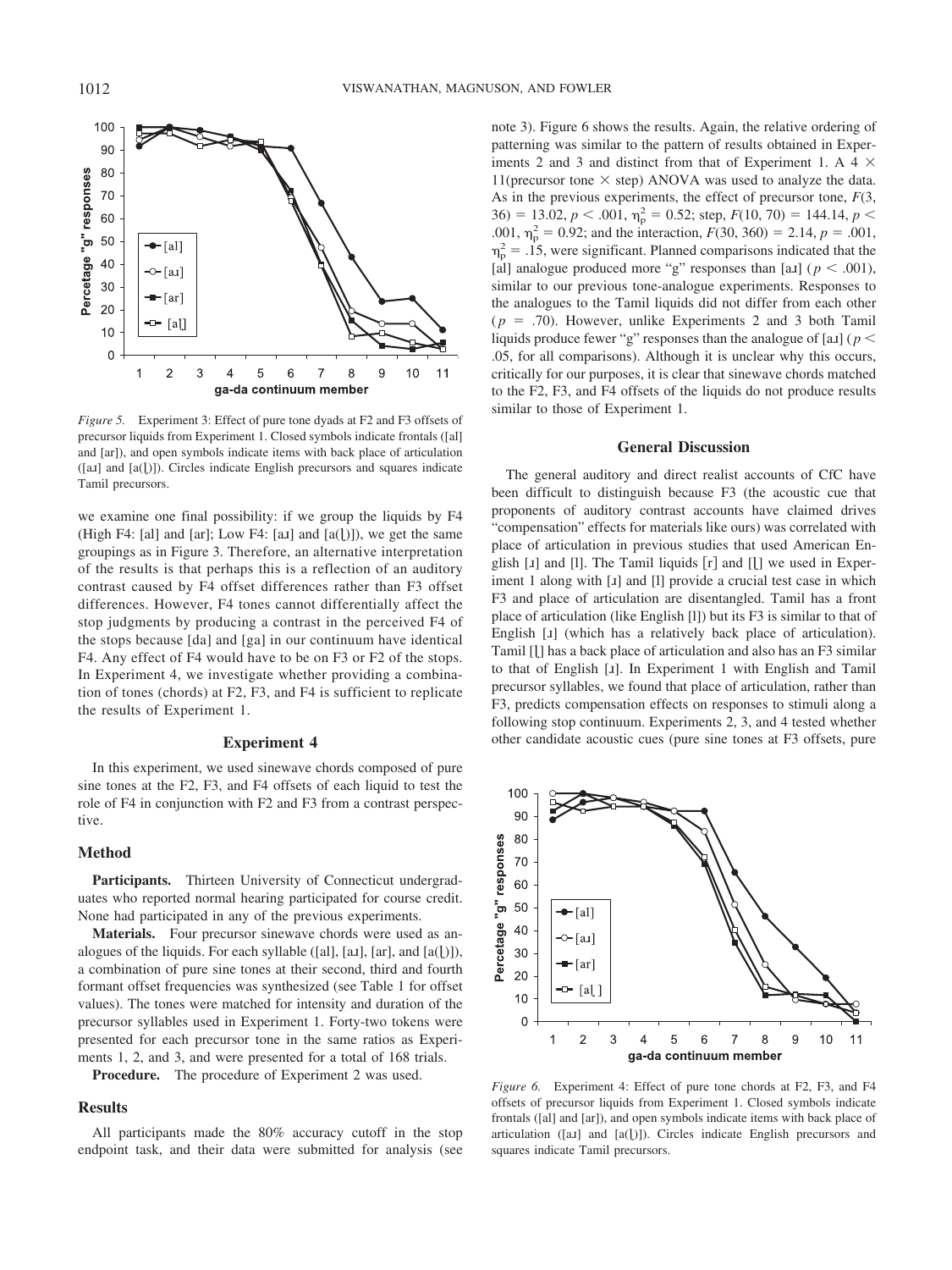*Figure 5.* Experiment 3: Effect of pure tone dyads at F2 and F3 offsets of precursor liquids from Experiment 1. Closed symbols indicate frontals ([al] and [ar]), and open symbols indicate items with back place of articulation ([aɹ] and [a(ɭ)]). Circles indicate English precursors and squares indicate Tamil precursors.

we examine one final possibility: if we group the liquids by F4 (High F4: [al] and [ar]; Low F4: [aɹ] and [a(ɭ)]), we get the same groupings as in Figure 3. Therefore, an alternative interpretation of the results is that perhaps this is a reflection of an auditory contrast caused by F4 offset differences rather than F3 offset differences. However, F4 tones cannot differentially affect the stop judgments by producing a contrast in the perceived F4 of the stops because [da] and [ga] in our continuum have identical F4. Any effect of F4 would have to be on F3 or F2 of the stops. In Experiment 4, we investigate whether providing a combination of tones (chords) at F2, F3, and F4 is sufficient to replicate the results of Experiment 1.

## Experiment 4

In this experiment, we used sinewave chords composed of pure sine tones at the F2, F3, and F4 offsets of each liquid to test the role of F4 in conjunction with F2 and F3 from a contrast perspective.

### Method

**Participants.** Thirteen University of Connecticut undergraduates who reported normal hearing participated for course credit. None had participated in any of the previous experiments.

**Materials.** Four precursor sinewave chords were used as analogues of the liquids. For each syllable ([al], [aɹ], [ar], and [a(ɭ)]), a combination of pure sine tones at their second, third and fourth formant offset frequencies was synthesized (see Table 1 for offset values). The tones were matched for intensity and duration of the precursor syllables used in Experiment 1. Forty-two tokens were presented for each precursor tone in the same ratios as Experiments 1, 2, and 3, and were presented for a total of 168 trials.

**Procedure.** The procedure of Experiment 2 was used.

### Results

All participants made the 80% accuracy cutoff in the stop endpoint task, and their data were submitted for analysis (see note 3). Figure 6 shows the results. Again, the relative ordering of patterning was similar to the pattern of results obtained in Experiments 2 and 3 and distinct from that of Experiment 1. A 4 × 11(precursor tone × step) ANOVA was used to analyze the data. As in the previous experiments, the effect of precursor tone, $F(3, 36) = 13.02$, $p < .001$, $\eta_p^2 = 0.52$; step, $F(10, 70) = 144.14$, $p < .001$, $\eta_p^2 = 0.92$; and the interaction, $F(30, 360) = 2.14$, $p = .001$, $\eta_p^2 = .15$, were significant. Planned comparisons indicated that the [al] analogue produced more "g" responses than [aɹ] ($p < .001$), similar to our previous tone-analogue experiments. Responses to the analogues to the Tamil liquids did not differ from each other ($p = .70$). However, unlike Experiments 2 and 3 both Tamil liquids produce fewer "g" responses than the analogue of [aɹ] ($p < .05$, for all comparisons). Although it is unclear why this occurs, critically for our purposes, it is clear that sinewave chords matched to the F2, F3, and F4 offsets of the liquids do not produce results similar to those of Experiment 1.

## General Discussion

The general auditory and direct realist accounts of CfC have been difficult to distinguish because F3 (the acoustic cue that proponents of auditory contrast accounts have claimed drives "compensation" effects for materials like ours) was correlated with place of articulation in previous studies that used American English [ɹ] and [l]. The Tamil liquids [r] and [ɭ] we used in Experiment 1 along with [ɹ] and [l] provide a crucial test case in which F3 and place of articulation are disentangled. Tamil has a front place of articulation (like English [l]) but its F3 is similar to that of English [ɹ] (which has a relatively back place of articulation). Tamil [ɭ] has a back place of articulation and also has an F3 similar to that of English [ɹ]. In Experiment 1 with English and Tamil precursor syllables, we found that place of articulation, rather than F3, predicts compensation effects on responses to stimuli along a following stop continuum. Experiments 2, 3, and 4 tested whether other candidate acoustic cues (pure sine tones at F3 offsets, pure

*Figure 6.* Experiment 4: Effect of pure tone chords at F2, F3, and F4 offsets of precursor liquids from Experiment 1. Closed symbols indicate frontals ([al] and [ar]), and open symbols indicate items with back place of articulation ([aɹ] and [a(ɭ)]). Circles indicate English precursors and squares indicate Tamil precursors.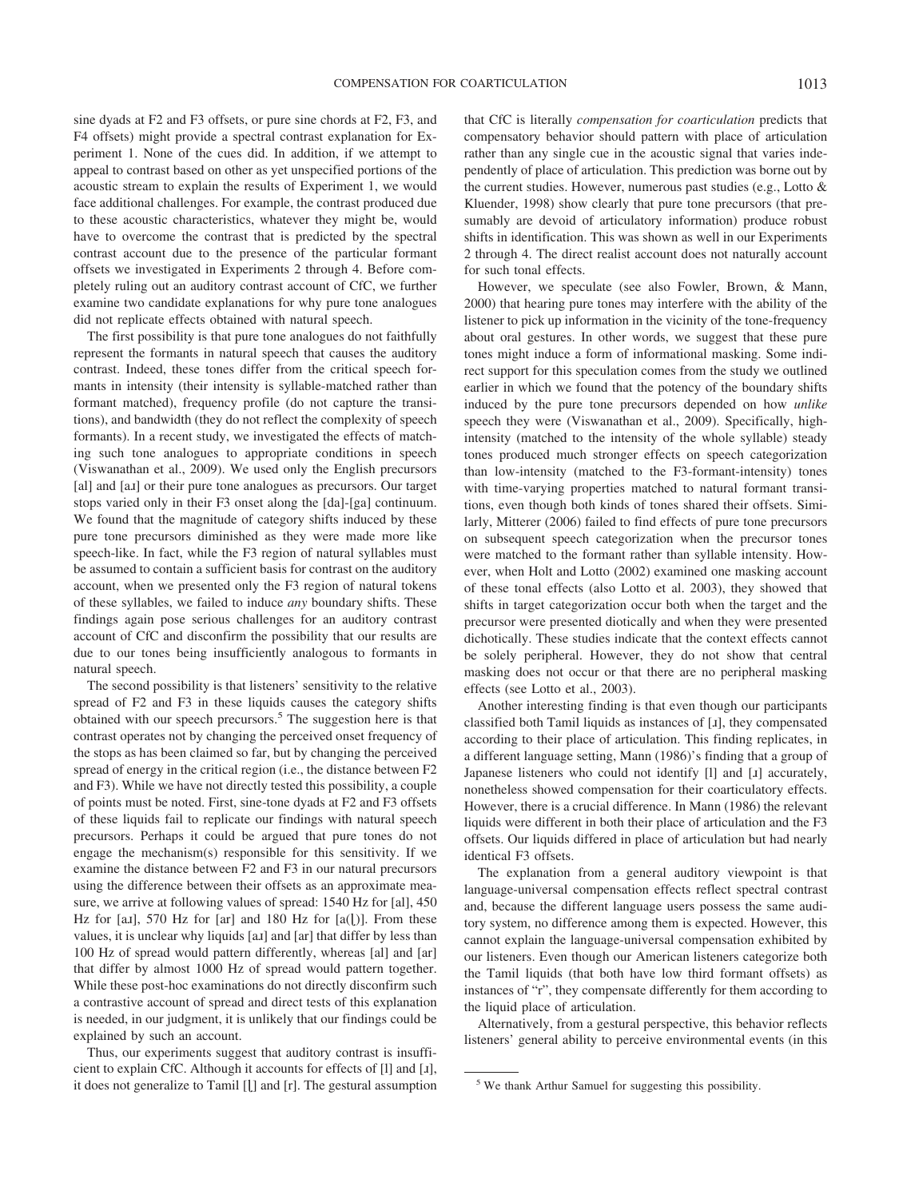sine dyads at F2 and F3 offsets, or pure sine chords at F2, F3, and F4 offsets) might provide a spectral contrast explanation for Experiment 1. None of the cues did. In addition, if we attempt to appeal to contrast based on other as yet unspecified portions of the acoustic stream to explain the results of Experiment 1, we would face additional challenges. For example, the contrast produced due to these acoustic characteristics, whatever they might be, would have to overcome the contrast that is predicted by the spectral contrast account due to the presence of the particular formant offsets we investigated in Experiments 2 through 4. Before completely ruling out an auditory contrast account of CfC, we further examine two candidate explanations for why pure tone analogues did not replicate effects obtained with natural speech.

The first possibility is that pure tone analogues do not faithfully represent the formants in natural speech that causes the auditory contrast. Indeed, these tones differ from the critical speech formants in intensity (their intensity is syllable-matched rather than formant matched), frequency profile (do not capture the transitions), and bandwidth (they do not reflect the complexity of speech formants). In a recent study, we investigated the effects of matching such tone analogues to appropriate conditions in speech (Viswanathan et al., 2009). We used only the English precursors [al] and [aɹ] or their pure tone analogues as precursors. Our target stops varied only in their F3 onset along the [da]-[ga] continuum. We found that the magnitude of category shifts induced by these pure tone precursors diminished as they were made more like speech-like. In fact, while the F3 region of natural syllables must be assumed to contain a sufficient basis for contrast on the auditory account, when we presented only the F3 region of natural tokens of these syllables, we failed to induce *any* boundary shifts. These findings again pose serious challenges for an auditory contrast account of CfC and disconfirm the possibility that our results are due to our tones being insufficiently analogous to formants in natural speech.

The second possibility is that listeners' sensitivity to the relative spread of F2 and F3 in these liquids causes the category shifts obtained with our speech precursors.[5] The suggestion here is that contrast operates not by changing the perceived onset frequency of the stops as has been claimed so far, but by changing the perceived spread of energy in the critical region (i.e., the distance between F2 and F3). While we have not directly tested this possibility, a couple of points must be noted. First, sine-tone dyads at F2 and F3 offsets of these liquids fail to replicate our findings with natural speech precursors. Perhaps it could be argued that pure tones do not engage the mechanism(s) responsible for this sensitivity. If we examine the distance between F2 and F3 in our natural precursors using the difference between their offsets as an approximate measure, we arrive at following values of spread: 1540 Hz for [al], 450 Hz for [aɹ], 570 Hz for [ar] and 180 Hz for [a(ɭ)]. From these values, it is unclear why liquids [aɹ] and [ar] that differ by less than 100 Hz of spread would pattern differently, whereas [al] and [ar] that differ by almost 1000 Hz of spread would pattern together. While these post-hoc examinations do not directly disconfirm such a contrastive account of spread and direct tests of this explanation is needed, in our judgment, it is unlikely that our findings could be explained by such an account.

Thus, our experiments suggest that auditory contrast is insufficient to explain CfC. Although it accounts for effects of [l] and [ɹ], it does not generalize to Tamil [ɭ] and [r]. The gestural assumption that CfC is literally *compensation for coarticulation* predicts that compensatory behavior should pattern with place of articulation rather than any single cue in the acoustic signal that varies independently of place of articulation. This prediction was borne out by the current studies. However, numerous past studies (e.g., Lotto & Kluender, 1998) show clearly that pure tone precursors (that presumably are devoid of articulatory information) produce robust shifts in identification. This was shown as well in our Experiments 2 through 4. The direct realist account does not naturally account for such tonal effects.

However, we speculate (see also Fowler, Brown, & Mann, 2000) that hearing pure tones may interfere with the ability of the listener to pick up information in the vicinity of the tone-frequency about oral gestures. In other words, we suggest that these pure tones might induce a form of informational masking. Some indirect support for this speculation comes from the study we outlined earlier in which we found that the potency of the boundary shifts induced by the pure tone precursors depended on how *unlike* speech they were (Viswanathan et al., 2009). Specifically, high-intensity (matched to the intensity of the whole syllable) steady tones produced much stronger effects on speech categorization than low-intensity (matched to the F3-formant-intensity) tones with time-varying properties matched to natural formant transitions, even though both kinds of tones shared their offsets. Similarly, Mitterer (2006) failed to find effects of pure tone precursors on subsequent speech categorization when the precursor tones were matched to the formant rather than syllable intensity. However, when Holt and Lotto (2002) examined one masking account of these tonal effects (also Lotto et al. 2003), they showed that shifts in target categorization occur both when the target and the precursor were presented diotically and when they were presented dichotically. These studies indicate that the context effects cannot be solely peripheral. However, they do not show that central masking does not occur or that there are no peripheral masking effects (see Lotto et al., 2003).

Another interesting finding is that even though our participants classified both Tamil liquids as instances of [ɹ], they compensated according to their place of articulation. This finding replicates, in a different language setting, Mann (1986)'s finding that a group of Japanese listeners who could not identify [l] and [ɹ] accurately, nonetheless showed compensation for their coarticulatory effects. However, there is a crucial difference. In Mann (1986) the relevant liquids were different in both their place of articulation and the F3 offsets. Our liquids differed in place of articulation but had nearly identical F3 offsets.

The explanation from a general auditory viewpoint is that language-universal compensation effects reflect spectral contrast and, because the different language users possess the same auditory system, no difference among them is expected. However, this cannot explain the language-universal compensation exhibited by our listeners. Even though our American listeners categorize both the Tamil liquids (that both have low third formant offsets) as instances of "r", they compensate differently for them according to the liquid place of articulation.

Alternatively, from a gestural perspective, this behavior reflects listeners' general ability to perceive environmental events (in this

[5] We thank Arthur Samuel for suggesting this possibility.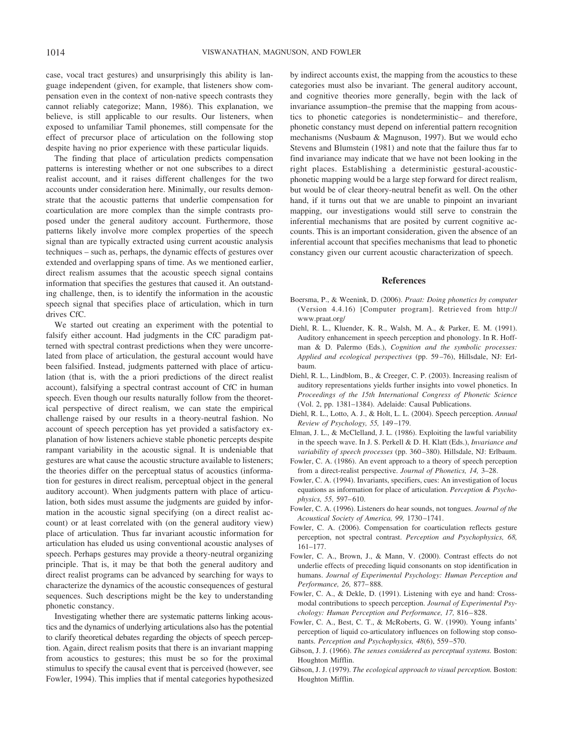case, vocal tract gestures) and unsurprisingly this ability is language independent (given, for example, that listeners show compensation even in the context of non-native speech contrasts they cannot reliably categorize; Mann, 1986). This explanation, we believe, is still applicable to our results. Our listeners, when exposed to unfamiliar Tamil phonemes, still compensate for the effect of precursor place of articulation on the following stop despite having no prior experience with these particular liquids.

The finding that place of articulation predicts compensation patterns is interesting whether or not one subscribes to a direct realist account, and it raises different challenges for the two accounts under consideration here. Minimally, our results demonstrate that the acoustic patterns that underlie compensation for coarticulation are more complex than the simple contrasts proposed under the general auditory account. Furthermore, those patterns likely involve more complex properties of the speech signal than are typically extracted using current acoustic analysis techniques – such as, perhaps, the dynamic effects of gestures over extended and overlapping spans of time. As we mentioned earlier, direct realism assumes that the acoustic speech signal contains information that specifies the gestures that caused it. An outstanding challenge, then, is to identify the information in the acoustic speech signal that specifies place of articulation, which in turn drives CfC.

We started out creating an experiment with the potential to falsify either account. Had judgments in the CfC paradigm patterned with spectral contrast predictions when they were uncorrelated from place of articulation, the gestural account would have been falsified. Instead, judgments patterned with place of articulation (that is, with the a priori predictions of the direct realist account), falsifying a spectral contrast account of CfC in human speech. Even though our results naturally follow from the theoretical perspective of direct realism, we can state the empirical challenge raised by our results in a theory-neutral fashion. No account of speech perception has yet provided a satisfactory explanation of how listeners achieve stable phonetic percepts despite rampant variability in the acoustic signal. It is undeniable that gestures are what cause the acoustic structure available to listeners; the theories differ on the perceptual status of acoustics (information for gestures in direct realism, perceptual object in the general auditory account). When judgments pattern with place of articulation, both sides must assume the judgments are guided by information in the acoustic signal specifying (on a direct realist account) or at least correlated with (on the general auditory view) place of articulation. Thus far invariant acoustic information for articulation has eluded us using conventional acoustic analyses of speech. Perhaps gestures may provide a theory-neutral organizing principle. That is, it may be that both the general auditory and direct realist programs can be advanced by searching for ways to characterize the dynamics of the acoustic consequences of gestural sequences. Such descriptions might be the key to understanding phonetic constancy.

Investigating whether there are systematic patterns linking acoustics and the dynamics of underlying articulations also has the potential to clarify theoretical debates regarding the objects of speech perception. Again, direct realism posits that there is an invariant mapping from acoustics to gestures; this must be so for the proximal stimulus to specify the causal event that is perceived (however, see Fowler, 1994). This implies that if mental categories hypothesized by indirect accounts exist, the mapping from the acoustics to these categories must also be invariant. The general auditory account, and cognitive theories more generally, begin with the lack of invariance assumption–the premise that the mapping from acoustics to phonetic categories is nondeterministic– and therefore, phonetic constancy must depend on inferential pattern recognition mechanisms (Nusbaum & Magnuson, 1997). But we would echo Stevens and Blumstein (1981) and note that the failure thus far to find invariance may indicate that we have not been looking in the right places. Establishing a deterministic gestural-acoustic-phonetic mapping would be a large step forward for direct realism, but would be of clear theory-neutral benefit as well. On the other hand, if it turns out that we are unable to pinpoint an invariant mapping, our investigations would still serve to constrain the inferential mechanisms that are posited by current cognitive accounts. This is an important consideration, given the absence of an inferential account that specifies mechanisms that lead to phonetic constancy given our current acoustic characterization of speech.

## References

Boersma, P., & Weenink, D. (2006). *Praat: Doing phonetics by computer* (Version 4.4.16) [Computer program]. Retrieved from http://www.praat.org/

Diehl, R. L., Kluender, K. R., Walsh, M. A., & Parker, E. M. (1991). Auditory enhancement in speech perception and phonology. In R. Hoffman & D. Palermo (Eds.), *Cognition and the symbolic processes: Applied and ecological perspectives* (pp. 59–76), Hillsdale, NJ: Erlbaum.

Diehl, R. L., Lindblom, B., & Creeger, C. P. (2003). Increasing realism of auditory representations yields further insights into vowel phonetics. In *Proceedings of the 15th International Congress of Phonetic Science* (Vol. 2, pp. 1381–1384). Adelaide: Causal Publications.

Diehl, R. L., Lotto, A. J., & Holt, L. L. (2004). Speech perception. *Annual Review of Psychology, 55,* 149–179.

Elman, J. L., & McClelland, J. L. (1986). Exploiting the lawful variability in the speech wave. In J. S. Perkell & D. H. Klatt (Eds.), *Invariance and variability of speech processes* (pp. 360–380). Hillsdale, NJ: Erlbaum.

Fowler, C. A. (1986). An event approach to a theory of speech perception from a direct-realist perspective. *Journal of Phonetics, 14,* 3–28.

Fowler, C. A. (1994). Invariants, specifiers, cues: An investigation of locus equations as information for place of articulation. *Perception & Psychophysics, 55,* 597–610.

Fowler, C. A. (1996). Listeners do hear sounds, not tongues. *Journal of the Acoustical Society of America, 99,* 1730–1741.

Fowler, C. A. (2006). Compensation for coarticulation reflects gesture perception, not spectral contrast. *Perception and Psychophysics, 68,* 161–177.

Fowler, C. A., Brown, J., & Mann, V. (2000). Contrast effects do not underlie effects of preceding liquid consonants on stop identification in humans. *Journal of Experimental Psychology: Human Perception and Performance, 26,* 877–888.

Fowler, C. A., & Dekle, D. (1991). Listening with eye and hand: Cross-modal contributions to speech perception. *Journal of Experimental Psychology: Human Perception and Performance, 17,* 816–828.

Fowler, C. A., Best, C. T., & McRoberts, G. W. (1990). Young infants' perception of liquid co-articulatory influences on following stop consonants. *Perception and Psychophysics, 48*(6), 559–570.

Gibson, J. J. (1966). *The senses considered as perceptual systems.* Boston: Houghton Mifflin.

Gibson, J. J. (1979). *The ecological approach to visual perception.* Boston: Houghton Mifflin.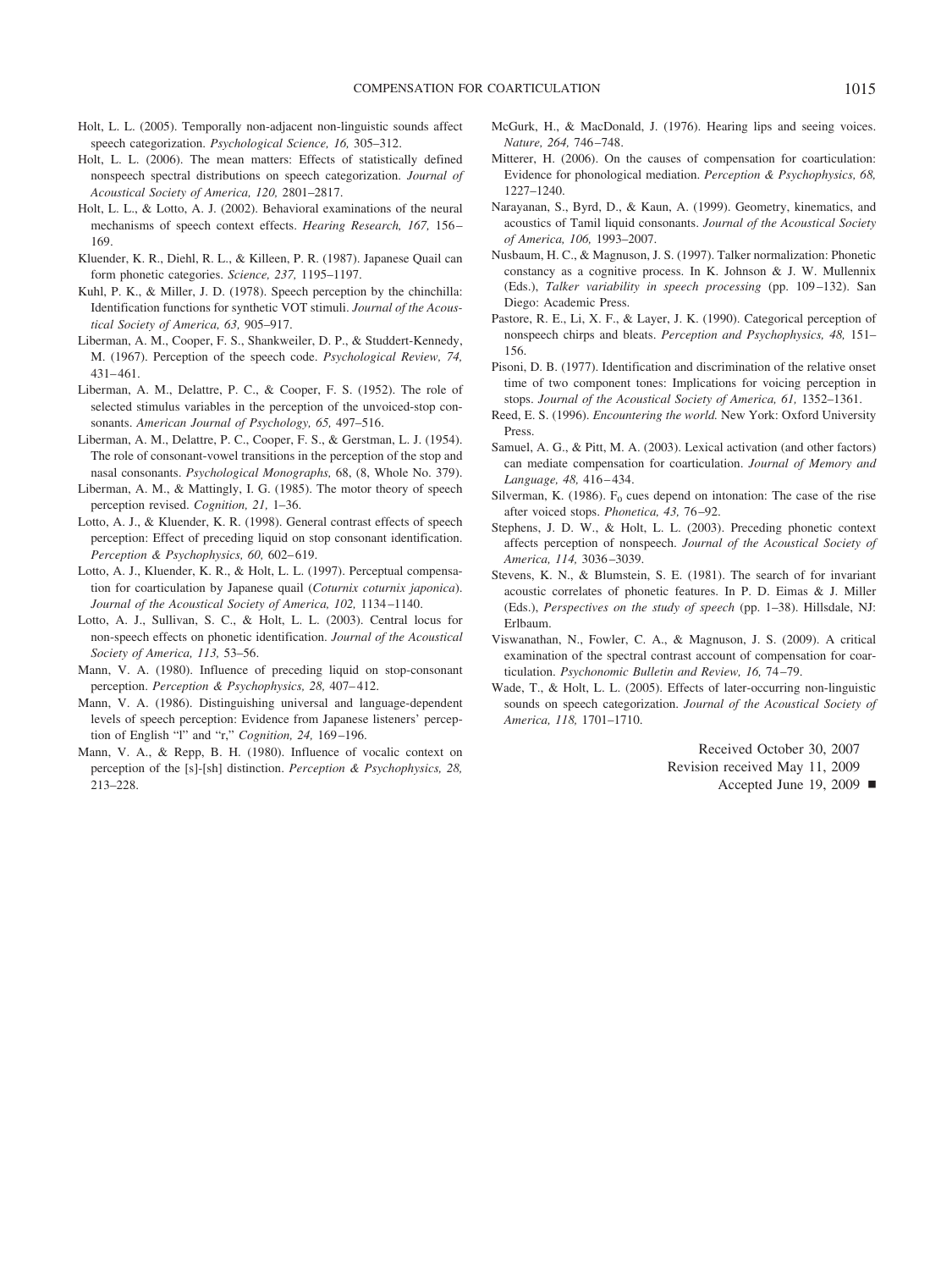Holt, L. L. (2005). Temporally non-adjacent non-linguistic sounds affect speech categorization. *Psychological Science, 16,* 305–312.

Holt, L. L. (2006). The mean matters: Effects of statistically defined nonspeech spectral distributions on speech categorization. *Journal of Acoustical Society of America, 120,* 2801–2817.

Holt, L. L., & Lotto, A. J. (2002). Behavioral examinations of the neural mechanisms of speech context effects. *Hearing Research, 167,* 156–169.

Kluender, K. R., Diehl, R. L., & Killeen, P. R. (1987). Japanese Quail can form phonetic categories. *Science, 237,* 1195–1197.

Kuhl, P. K., & Miller, J. D. (1978). Speech perception by the chinchilla: Identification functions for synthetic VOT stimuli. *Journal of the Acoustical Society of America, 63,* 905–917.

Liberman, A. M., Cooper, F. S., Shankweiler, D. P., & Studdert-Kennedy, M. (1967). Perception of the speech code. *Psychological Review, 74,* 431–461.

Liberman, A. M., Delattre, P. C., & Cooper, F. S. (1952). The role of selected stimulus variables in the perception of the unvoiced-stop consonants. *American Journal of Psychology, 65,* 497–516.

Liberman, A. M., Delattre, P. C., Cooper, F. S., & Gerstman, L. J. (1954). The role of consonant-vowel transitions in the perception of the stop and nasal consonants. *Psychological Monographs,* 68, (8, Whole No. 379).

Liberman, A. M., & Mattingly, I. G. (1985). The motor theory of speech perception revised. *Cognition, 21,* 1–36.

Lotto, A. J., & Kluender, K. R. (1998). General contrast effects of speech perception: Effect of preceding liquid on stop consonant identification. *Perception & Psychophysics, 60,* 602–619.

Lotto, A. J., Kluender, K. R., & Holt, L. L. (1997). Perceptual compensation for coarticulation by Japanese quail (*Coturnix coturnix japonica*). *Journal of the Acoustical Society of America, 102,* 1134–1140.

Lotto, A. J., Sullivan, S. C., & Holt, L. L. (2003). Central locus for non-speech effects on phonetic identification. *Journal of the Acoustical Society of America, 113,* 53–56.

Mann, V. A. (1980). Influence of preceding liquid on stop-consonant perception. *Perception & Psychophysics, 28,* 407–412.

Mann, V. A. (1986). Distinguishing universal and language-dependent levels of speech perception: Evidence from Japanese listeners' perception of English "l" and "r," *Cognition, 24,* 169–196.

Mann, V. A., & Repp, B. H. (1980). Influence of vocalic context on perception of the [s]-[sh] distinction. *Perception & Psychophysics, 28,* 213–228.

McGurk, H., & MacDonald, J. (1976). Hearing lips and seeing voices. *Nature, 264,* 746–748.

Mitterer, H. (2006). On the causes of compensation for coarticulation: Evidence for phonological mediation. *Perception & Psychophysics, 68,* 1227–1240.

Narayanan, S., Byrd, D., & Kaun, A. (1999). Geometry, kinematics, and acoustics of Tamil liquid consonants. *Journal of the Acoustical Society of America, 106,* 1993–2007.

Nusbaum, H. C., & Magnuson, J. S. (1997). Talker normalization: Phonetic constancy as a cognitive process. In K. Johnson & J. W. Mullennix (Eds.), *Talker variability in speech processing* (pp. 109–132). San Diego: Academic Press.

Pastore, R. E., Li, X. F., & Layer, J. K. (1990). Categorical perception of nonspeech chirps and bleats. *Perception and Psychophysics, 48,* 151–156.

Pisoni, D. B. (1977). Identification and discrimination of the relative onset time of two component tones: Implications for voicing perception in stops. *Journal of the Acoustical Society of America, 61,* 1352–1361.

Reed, E. S. (1996). *Encountering the world.* New York: Oxford University Press.

Samuel, A. G., & Pitt, M. A. (2003). Lexical activation (and other factors) can mediate compensation for coarticulation. *Journal of Memory and Language, 48,* 416–434.

Silverman, K. (1986). $F_0$ cues depend on intonation: The case of the rise after voiced stops. *Phonetica, 43,* 76–92.

Stephens, J. D. W., & Holt, L. L. (2003). Preceding phonetic context affects perception of nonspeech. *Journal of the Acoustical Society of America, 114,* 3036–3039.

Stevens, K. N., & Blumstein, S. E. (1981). The search of for invariant acoustic correlates of phonetic features. In P. D. Eimas & J. Miller (Eds.), *Perspectives on the study of speech* (pp. 1–38). Hillsdale, NJ: Erlbaum.

Viswanathan, N., Fowler, C. A., & Magnuson, J. S. (2009). A critical examination of the spectral contrast account of compensation for coarticulation. *Psychonomic Bulletin and Review, 16,* 74–79.

Wade, T., & Holt, L. L. (2005). Effects of later-occurring non-linguistic sounds on speech categorization. *Journal of the Acoustical Society of America, 118,* 1701–1710.

Received October 30, 2007
Revision received May 11, 2009
Accepted June 19, 2009 ■